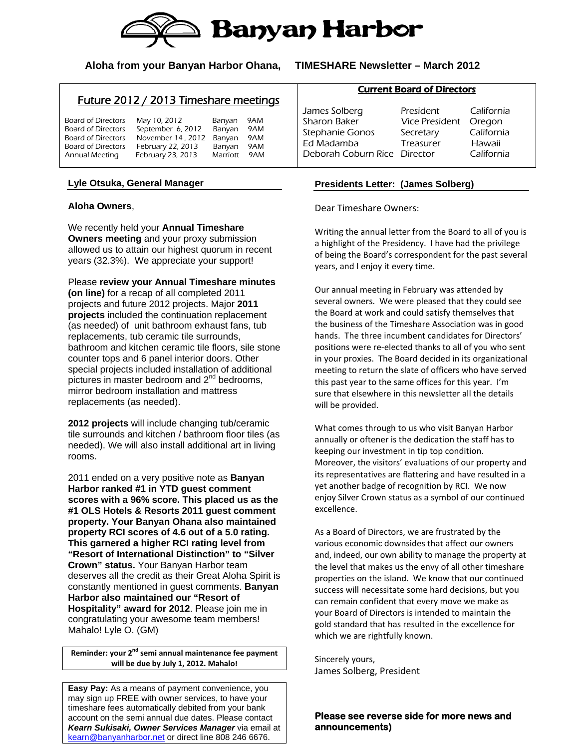# Banyan Harbor

**Aloha from your Banyan Harbor Ohana, TIMESHARE Newsletter – March 2012**

## Future 2012 / 2013 Timeshare meetings

| | | | |
|---|---|---|---|
| Board of Directors | May 10, 2012 | Banyan | 9AM |
| Board of Directors | September 6, 2012 | Banyan | 9AM |
| Board of Directors | November 14 , 2012 | Banyan | 9AM |
| Board of Directors | February 22, 2013 | Banyan | 9AM |
| Annual Meeting | February 23, 2013 | Marriott | 9AM |

## Current Board of Directors

| | | |
|---|---|---|
| James Solberg | President | California |
| Sharon Baker | Vice President | Oregon |
| Stephanie Gonos | Secretary | California |
| Ed Madamba | Treasurer | Hawaii |
| Deborah Coburn Rice | Director | California |

### Lyle Otsuka, General Manager

**Aloha Owners**,

We recently held your **Annual Timeshare Owners meeting** and your proxy submission allowed us to attain our highest quorum in recent years (32.3%). We appreciate your support!

Please **review your Annual Timeshare minutes (on line)** for a recap of all completed 2011 projects and future 2012 projects. Major **2011 projects** included the continuation replacement (as needed) of unit bathroom exhaust fans, tub replacements, tub ceramic tile surrounds, bathroom and kitchen ceramic tile floors, sile stone counter tops and 6 panel interior doors. Other special projects included installation of additional pictures in master bedroom and 2nd bedrooms, mirror bedroom installation and mattress replacements (as needed).

**2012 projects** will include changing tub/ceramic tile surrounds and kitchen / bathroom floor tiles (as needed). We will also install additional art in living rooms.

2011 ended on a very positive note as **Banyan Harbor ranked #1 in YTD guest comment scores with a 96% score. This placed us as the #1 OLS Hotels & Resorts 2011 guest comment property. Your Banyan Ohana also maintained property RCI scores of 4.6 out of a 5.0 rating. This garnered a higher RCI rating level from "Resort of International Distinction" to "Silver Crown" status.** Your Banyan Harbor team deserves all the credit as their Great Aloha Spirit is constantly mentioned in guest comments. **Banyan Harbor also maintained our "Resort of Hospitality" award for 2012**. Please join me in congratulating your awesome team members! Mahalo! Lyle O. (GM)

**Reminder: your 2nd semi annual maintenance fee payment will be due by July 1, 2012. Mahalo!**

**Easy Pay:** As a means of payment convenience, you may sign up FREE with owner services, to have your timeshare fees automatically debited from your bank account on the semi annual due dates. Please contact ***Kearn Sukisaki, Owner Services Manager*** via email at kearn@banyanharbor.net or direct line 808 246 6676.

### Presidents Letter: (James Solberg)

Dear Timeshare Owners:

Writing the annual letter from the Board to all of you is a highlight of the Presidency. I have had the privilege of being the Board's correspondent for the past several years, and I enjoy it every time.

Our annual meeting in February was attended by several owners. We were pleased that they could see the Board at work and could satisfy themselves that the business of the Timeshare Association was in good hands. The three incumbent candidates for Directors' positions were re-elected thanks to all of you who sent in your proxies. The Board decided in its organizational meeting to return the slate of officers who have served this past year to the same offices for this year. I'm sure that elsewhere in this newsletter all the details will be provided.

What comes through to us who visit Banyan Harbor annually or oftener is the dedication the staff has to keeping our investment in tip top condition. Moreover, the visitors' evaluations of our property and its representatives are flattering and have resulted in a yet another badge of recognition by RCI. We now enjoy Silver Crown status as a symbol of our continued excellence.

As a Board of Directors, we are frustrated by the various economic downsides that affect our owners and, indeed, our own ability to manage the property at the level that makes us the envy of all other timeshare properties on the island. We know that our continued success will necessitate some hard decisions, but you can remain confident that every move we make as your Board of Directors is intended to maintain the gold standard that has resulted in the excellence for which we are rightfully known.

Sincerely yours,
James Solberg, President

**Please see reverse side for more news and announcements)**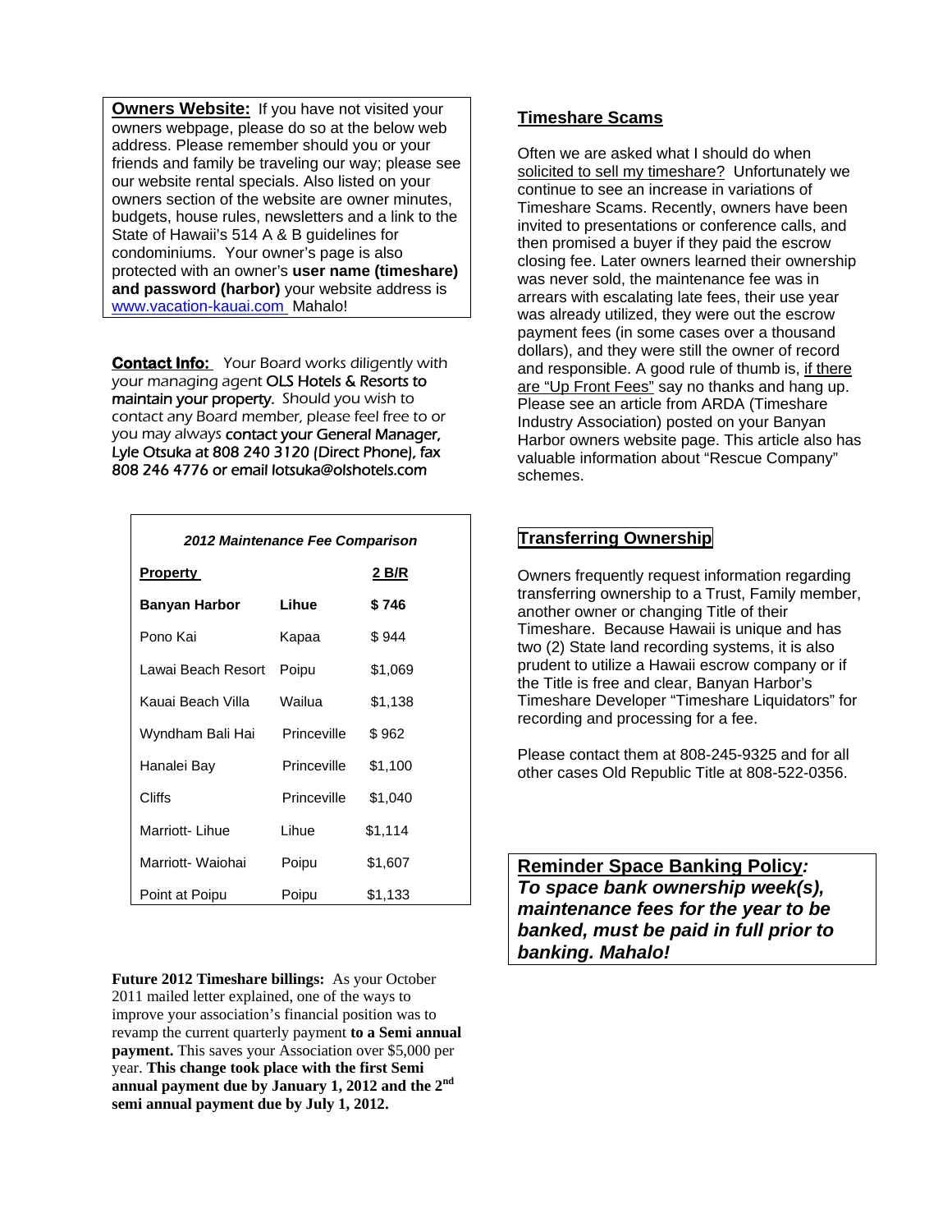**Owners Website:** If you have not visited your owners webpage, please do so at the below web address. Please remember should you or your friends and family be traveling our way; please see our website rental specials. Also listed on your owners section of the website are owner minutes, budgets, house rules, newsletters and a link to the State of Hawaii's 514 A & B guidelines for condominiums. Your owner's page is also protected with an owner's **user name (timeshare) and password (harbor)** your website address is www.vacation-kauai.com Mahalo!

**Contact Info:** Your Board works diligently with your managing agent OLS Hotels & Resorts to maintain your property. Should you wish to contact any Board member, please feel free to or you may always contact your General Manager, Lyle Otsuka at 808 240 3120 (Direct Phone), fax 808 246 4776 or email lotsuka@olshotels.com

***2012 Maintenance Fee Comparison***

| **Property** | | **2 B/R** |
|---|---|---|
| **Banyan Harbor** | **Lihue** | **$ 746** |
| Pono Kai | Kapaa | $ 944 |
| Lawai Beach Resort | Poipu | $1,069 |
| Kauai Beach Villa | Wailua | $1,138 |
| Wyndham Bali Hai | Princeville | $ 962 |
| Hanalei Bay | Princeville | $1,100 |
| Cliffs | Princeville | $1,040 |
| Marriott- Lihue | Lihue | $1,114 |
| Marriott- Waiohai | Poipu | $1,607 |
| Point at Poipu | Poipu | $1,133 |

**Future 2012 Timeshare billings:** As your October 2011 mailed letter explained, one of the ways to improve your association's financial position was to revamp the current quarterly payment **to a Semi annual payment.** This saves your Association over $5,000 per year. **This change took place with the first Semi annual payment due by January 1, 2012 and the 2nd semi annual payment due by July 1, 2012.**

## Timeshare Scams

Often we are asked what I should do when solicited to sell my timeshare? Unfortunately we continue to see an increase in variations of Timeshare Scams. Recently, owners have been invited to presentations or conference calls, and then promised a buyer if they paid the escrow closing fee. Later owners learned their ownership was never sold, the maintenance fee was in arrears with escalating late fees, their use year was already utilized, they were out the escrow payment fees (in some cases over a thousand dollars), and they were still the owner of record and responsible. A good rule of thumb is, if there are "Up Front Fees" say no thanks and hang up. Please see an article from ARDA (Timeshare Industry Association) posted on your Banyan Harbor owners website page. This article also has valuable information about "Rescue Company" schemes.

## Transferring Ownership

Owners frequently request information regarding transferring ownership to a Trust, Family member, another owner or changing Title of their Timeshare. Because Hawaii is unique and has two (2) State land recording systems, it is also prudent to utilize a Hawaii escrow company or if the Title is free and clear, Banyan Harbor's Timeshare Developer "Timeshare Liquidators" for recording and processing for a fee.

Please contact them at 808-245-9325 and for all other cases Old Republic Title at 808-522-0356.

**Reminder Space Banking Policy*:***
***To space bank ownership week(s), maintenance fees for the year to be banked, must be paid in full prior to banking. Mahalo!***